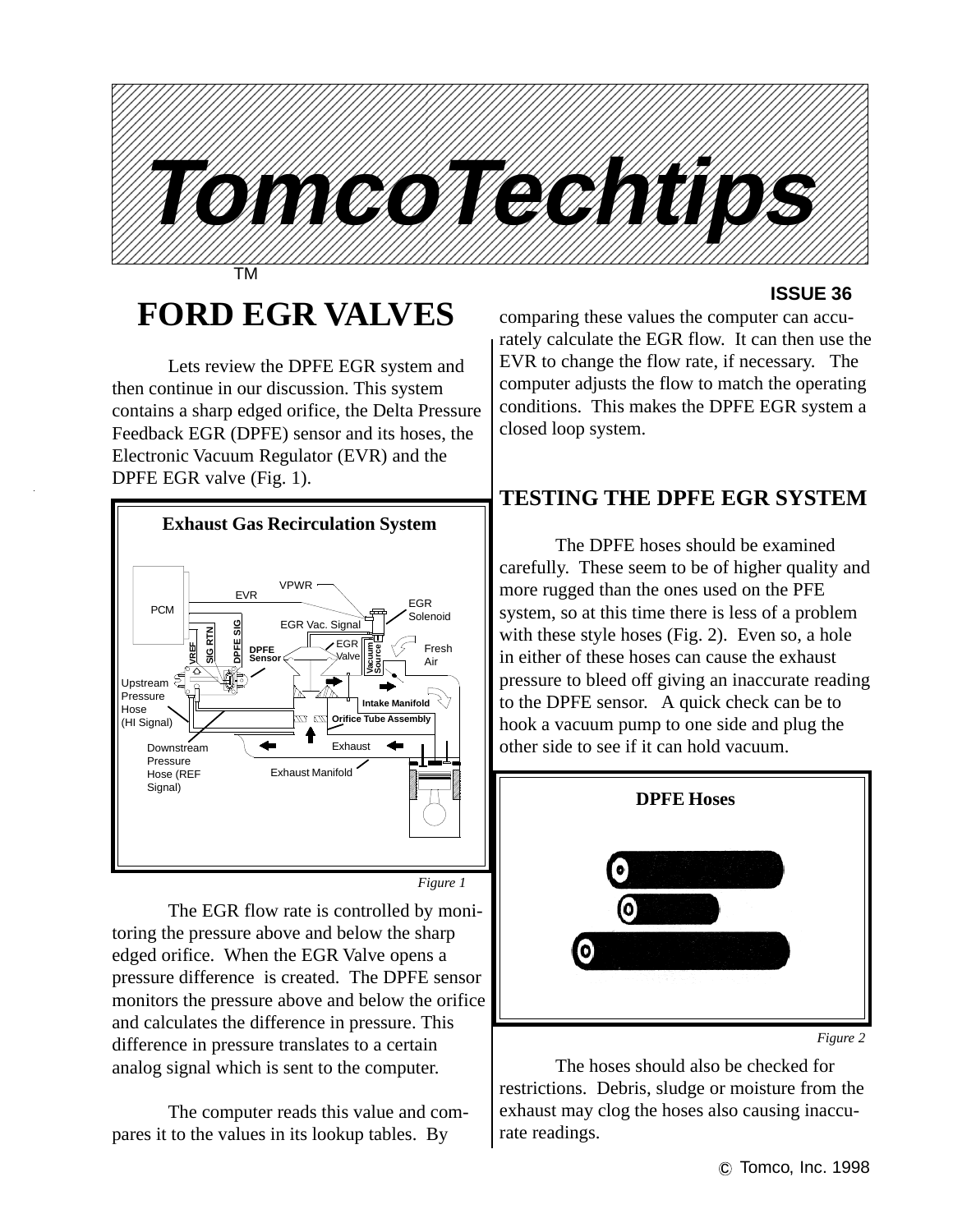# TomcoTechtips

TM

ISSUE 36

## FORD EGR VALVES

Lets review the DPFE EGR system and then continue in our discussion. This system contains a sharp edged orifice, the Delta Pressure Feedback EGR (DPFE) sensor and its hoses, the Electronic Vacuum Regulator (EVR) and the DPFE EGR valve (Fig. 1).

*Figure 1*

The EGR flow rate is controlled by monitoring the pressure above and below the sharp edged orifice. When the EGR Valve opens a pressure difference is created. The DPFE sensor monitors the pressure above and below the orifice and calculates the difference in pressure. This difference in pressure translates to a certain analog signal which is sent to the computer.

The computer reads this value and compares it to the values in its lookup tables. By comparing these values the computer can accurately calculate the EGR flow. It can then use the EVR to change the flow rate, if necessary. The computer adjusts the flow to match the operating conditions. This makes the DPFE EGR system a closed loop system.

## TESTING THE DPFE EGR SYSTEM

The DPFE hoses should be examined carefully. These seem to be of higher quality and more rugged than the ones used on the PFE system, so at this time there is less of a problem with these style hoses (Fig. 2). Even so, a hole in either of these hoses can cause the exhaust pressure to bleed off giving an inaccurate reading to the DPFE sensor. A quick check can be to hook a vacuum pump to one side and plug the other side to see if it can hold vacuum.

*Figure 2*

The hoses should also be checked for restrictions. Debris, sludge or moisture from the exhaust may clog the hoses also causing inaccurate readings.

© Tomco, Inc. 1998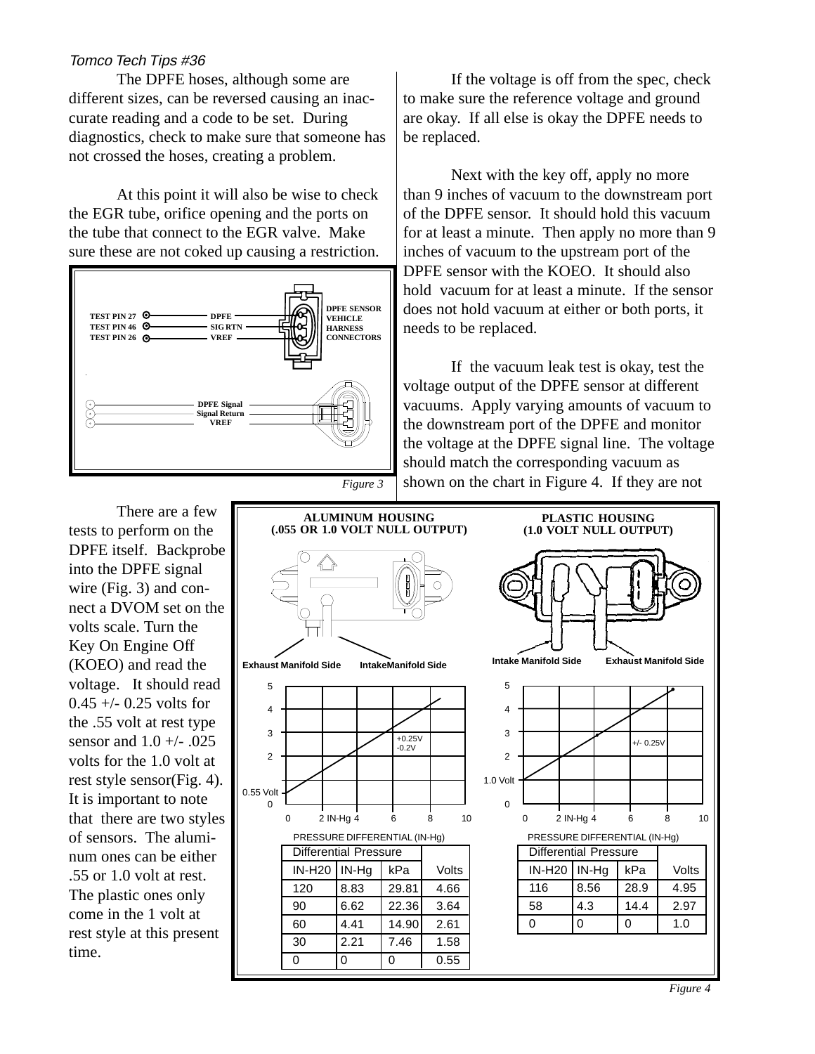The DPFE hoses, although some are different sizes, can be reversed causing an inaccurate reading and a code to be set. During diagnostics, check to make sure that someone has not crossed the hoses, creating a problem.

At this point it will also be wise to check the EGR tube, orifice opening and the ports on the tube that connect to the EGR valve. Make sure these are not coked up causing a restriction.

TEST PIN 27 — DPFE
TEST PIN 46 — SIG RTN
TEST PIN 26 — VREF

DPFE SENSOR VEHICLE HARNESS CONNECTORS

DPFE Signal
Signal Return
VREF

*Figure 3*

There are a few tests to perform on the DPFE itself. Backprobe into the DPFE signal wire (Fig. 3) and connect a DVOM set on the volts scale. Turn the Key On Engine Off (KOEO) and read the voltage. It should read 0.45 +/- 0.25 volts for the .55 volt at rest type sensor and 1.0 +/- .025 volts for the 1.0 volt at rest style sensor(Fig. 4). It is important to note that there are two styles of sensors. The aluminum ones can be either .55 or 1.0 volt at rest. The plastic ones only come in the 1 volt at rest style at this present time.

If the voltage is off from the spec, check to make sure the reference voltage and ground are okay. If all else is okay the DPFE needs to be replaced.

Next with the key off, apply no more than 9 inches of vacuum to the downstream port of the DPFE sensor. It should hold this vacuum for at least a minute. Then apply no more than 9 inches of vacuum to the upstream port of the DPFE sensor with the KOEO. It should also hold vacuum for at least a minute. If the sensor does not hold vacuum at either or both ports, it needs to be replaced.

If the vacuum leak test is okay, test the voltage output of the DPFE sensor at different vacuums. Apply varying amounts of vacuum to the downstream port of the DPFE and monitor the voltage at the DPFE signal line. The voltage should match the corresponding vacuum as shown on the chart in Figure 4. If they are not

**ALUMINUM HOUSING (.055 OR 1.0 VOLT NULL OUTPUT)**

Exhaust Manifold Side — IntakeManifold Side

(Graph: 0.55 Volt at 0; +0.25V / -0.2V; PRESSURE DIFFERENTIAL (IN-Hg))

| Differential Pressure | | | Volts |
|---|---|---|---|
| IN-H20 | IN-Hg | kPa | |
| 120 | 8.83 | 29.81 | 4.66 |
| 90 | 6.62 | 22.36 | 3.64 |
| 60 | 4.41 | 14.90 | 2.61 |
| 30 | 2.21 | 7.46 | 1.58 |
| 0 | 0 | 0 | 0.55 |

**PLASTIC HOUSING (1.0 VOLT NULL OUTPUT)**

Intake Manifold Side — Exhaust Manifold Side

(Graph: 1.0 Volt at 0; +/- 0.25V; PRESSURE DIFFERENTIAL (IN-Hg))

| Differential Pressure | | | Volts |
|---|---|---|---|
| IN-H20 | IN-Hg | kPa | |
| 116 | 8.56 | 28.9 | 4.95 |
| 58 | 4.3 | 14.4 | 2.97 |
| 0 | 0 | 0 | 1.0 |

*Figure 4*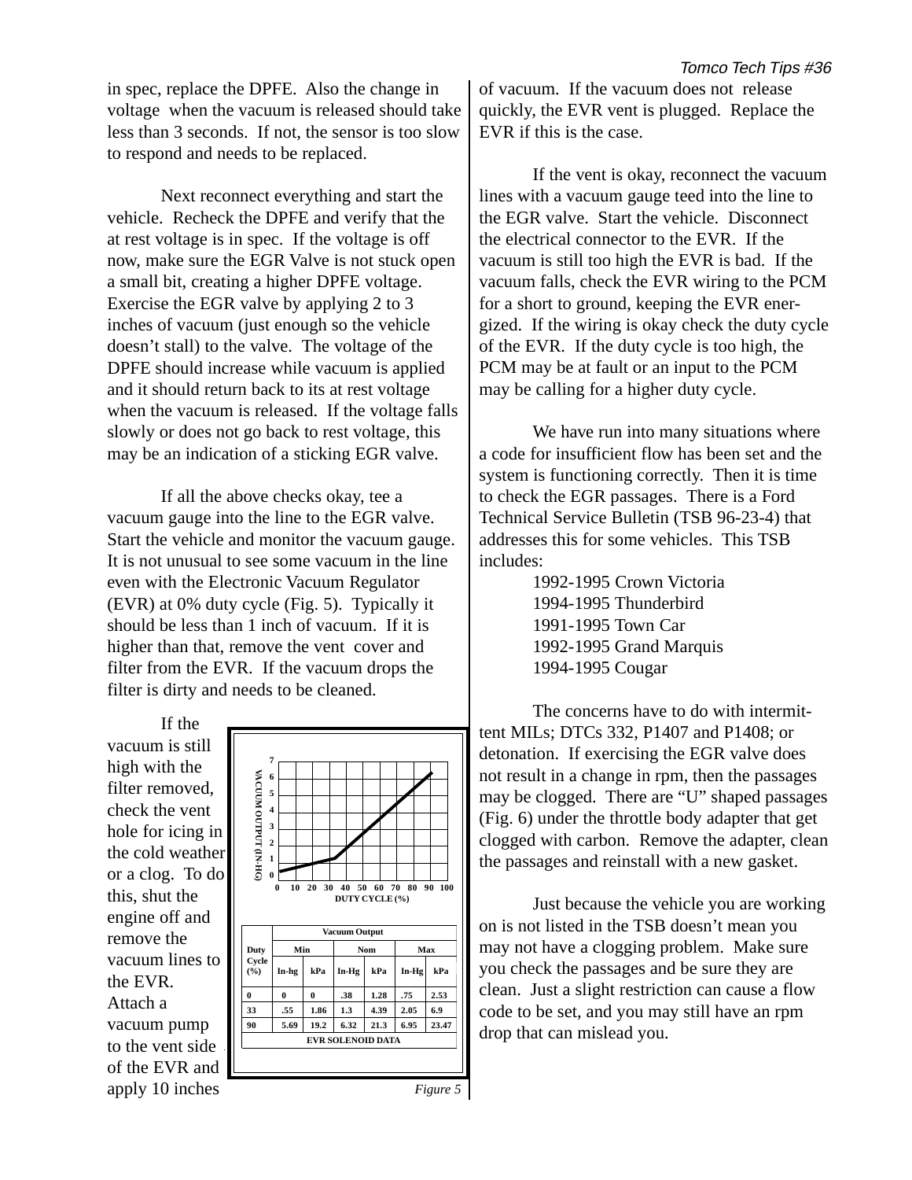in spec, replace the DPFE. Also the change in voltage when the vacuum is released should take less than 3 seconds. If not, the sensor is too slow to respond and needs to be replaced.

Next reconnect everything and start the vehicle. Recheck the DPFE and verify that the at rest voltage is in spec. If the voltage is off now, make sure the EGR Valve is not stuck open a small bit, creating a higher DPFE voltage. Exercise the EGR valve by applying 2 to 3 inches of vacuum (just enough so the vehicle doesn't stall) to the valve. The voltage of the DPFE should increase while vacuum is applied and it should return back to its at rest voltage when the vacuum is released. If the voltage falls slowly or does not go back to rest voltage, this may be an indication of a sticking EGR valve.

If all the above checks okay, tee a vacuum gauge into the line to the EGR valve. Start the vehicle and monitor the vacuum gauge. It is not unusual to see some vacuum in the line even with the Electronic Vacuum Regulator (EVR) at 0% duty cycle (Fig. 5). Typically it should be less than 1 inch of vacuum. If it is higher than that, remove the vent cover and filter from the EVR. If the vacuum drops the filter is dirty and needs to be cleaned.

If the vacuum is still high with the filter removed, check the vent hole for icing in the cold weather or a clog. To do this, shut the engine off and remove the vacuum lines to the EVR. Attach a vacuum pump to the vent side of the EVR and apply 10 inches of vacuum. If the vacuum does not release quickly, the EVR vent is plugged. Replace the EVR if this is the case.

| Duty Cycle (%) | Vacuum Output | | | | | |
|---|---|---|---|---|---|---|
| | Min | | Nom | | Max | |
| | In-hg | kPa | In-Hg | kPa | In-Hg | kPa |
| 0 | 0 | 0 | .38 | 1.28 | .75 | 2.53 |
| 33 | .55 | 1.86 | 1.3 | 4.39 | 2.05 | 6.9 |
| 90 | 5.69 | 19.2 | 6.32 | 21.3 | 6.95 | 23.47 |

EVR SOLENOID DATA

*Figure 5*

If the vent is okay, reconnect the vacuum lines with a vacuum gauge teed into the line to the EGR valve. Start the vehicle. Disconnect the electrical connector to the EVR. If the vacuum is still too high the EVR is bad. If the vacuum falls, check the EVR wiring to the PCM for a short to ground, keeping the EVR energized. If the wiring is okay check the duty cycle of the EVR. If the duty cycle is too high, the PCM may be at fault or an input to the PCM may be calling for a higher duty cycle.

We have run into many situations where a code for insufficient flow has been set and the system is functioning correctly. Then it is time to check the EGR passages. There is a Ford Technical Service Bulletin (TSB 96-23-4) that addresses this for some vehicles. This TSB includes:

- 1992-1995 Crown Victoria
- 1994-1995 Thunderbird
- 1991-1995 Town Car
- 1992-1995 Grand Marquis
- 1994-1995 Cougar

The concerns have to do with intermittent MILs; DTCs 332, P1407 and P1408; or detonation. If exercising the EGR valve does not result in a change in rpm, then the passages may be clogged. There are "U" shaped passages (Fig. 6) under the throttle body adapter that get clogged with carbon. Remove the adapter, clean the passages and reinstall with a new gasket.

Just because the vehicle you are working on is not listed in the TSB doesn't mean you may not have a clogging problem. Make sure you check the passages and be sure they are clean. Just a slight restriction can cause a flow code to be set, and you may still have an rpm drop that can mislead you.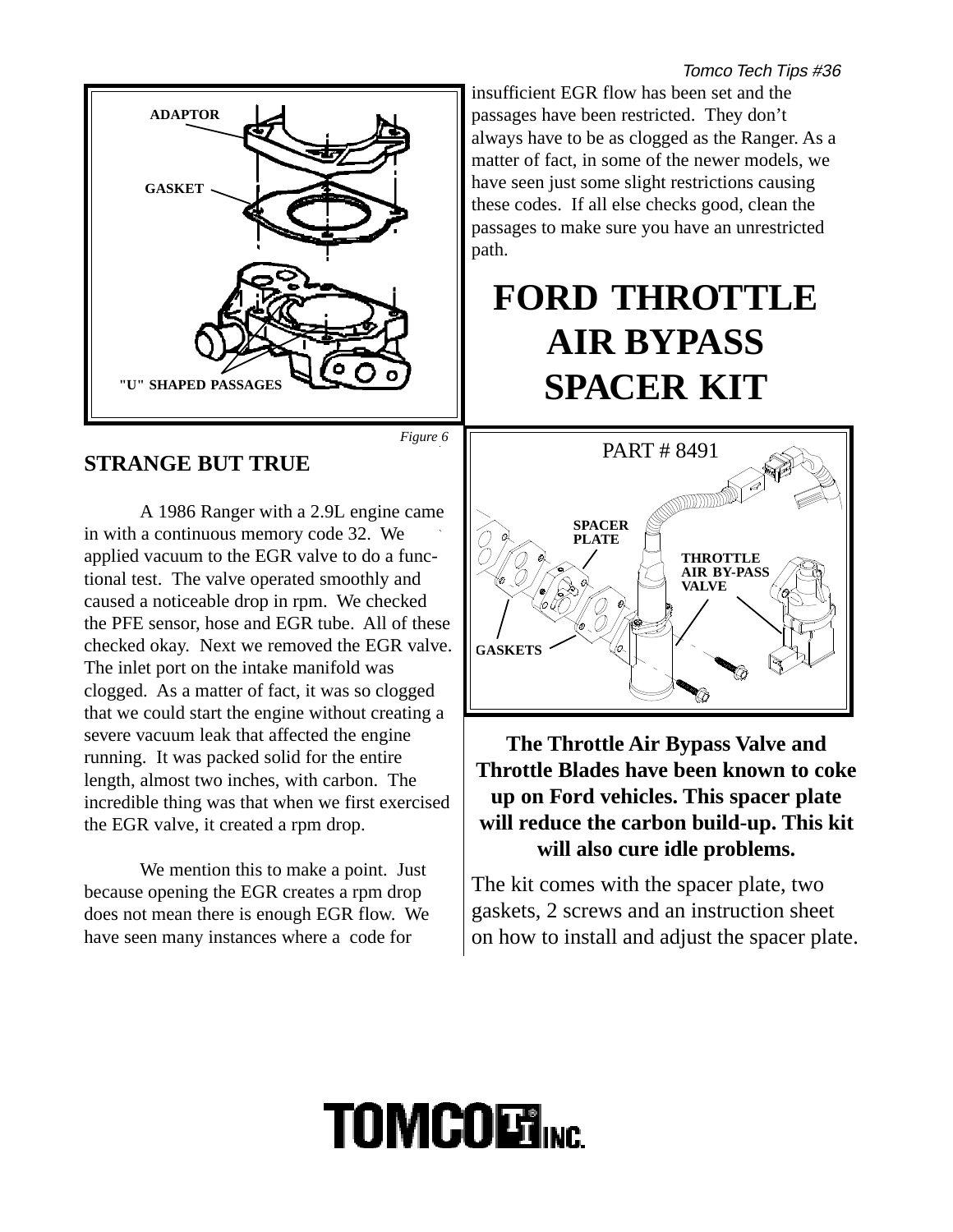ADAPTOR

GASKET

"U" SHAPED PASSAGES

*Figure 6*

## STRANGE BUT TRUE

A 1986 Ranger with a 2.9L engine came in with a continuous memory code 32. We applied vacuum to the EGR valve to do a functional test. The valve operated smoothly and caused a noticeable drop in rpm. We checked the PFE sensor, hose and EGR tube. All of these checked okay. Next we removed the EGR valve. The inlet port on the intake manifold was clogged. As a matter of fact, it was so clogged that we could start the engine without creating a severe vacuum leak that affected the engine running. It was packed solid for the entire length, almost two inches, with carbon. The incredible thing was that when we first exercised the EGR valve, it created a rpm drop.

We mention this to make a point. Just because opening the EGR creates a rpm drop does not mean there is enough EGR flow. We have seen many instances where a code for insufficient EGR flow has been set and the passages have been restricted. They don't always have to be as clogged as the Ranger. As a matter of fact, in some of the newer models, we have seen just some slight restrictions causing these codes. If all else checks good, clean the passages to make sure you have an unrestricted path.

# FORD THROTTLE AIR BYPASS SPACER KIT

PART # 8491

SPACER PLATE

THROTTLE AIR BY-PASS VALVE

GASKETS

**The Throttle Air Bypass Valve and Throttle Blades have been known to coke up on Ford vehicles. This spacer plate will reduce the carbon build-up. This kit will also cure idle problems.**

The kit comes with the spacer plate, two gaskets, 2 screws and an instruction sheet on how to install and adjust the spacer plate.

TOMCO INC.